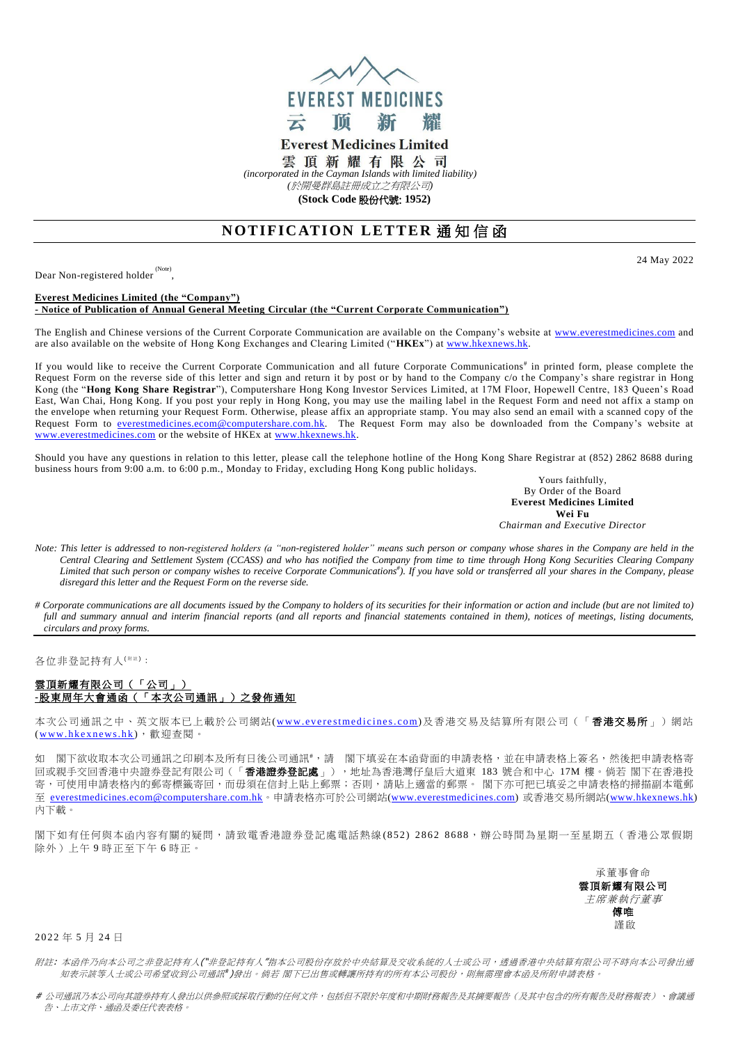EVEREST MEDICINES

云 顶 新 耀

**Everest Medicines Limited**

**雲 頂 新 耀 有 限 公 司**

*(incorporated in the Cayman Islands with limited liability)*

*(於開曼群島註冊成立之有限公司)*

**(Stock Code 股份代號: 1952)**

# NOTIFICATION LETTER 通知信函

24 May 2022

Dear Non-registered holder (Note),

**Everest Medicines Limited (the "Company")**
**- Notice of Publication of Annual General Meeting Circular (the "Current Corporate Communication")**

The English and Chinese versions of the Current Corporate Communication are available on the Company's website at www.everestmedicines.com and are also available on the website of Hong Kong Exchanges and Clearing Limited ("**HKEx**") at www.hkexnews.hk.

If you would like to receive the Current Corporate Communication and all future Corporate Communications# in printed form, please complete the Request Form on the reverse side of this letter and sign and return it by post or by hand to the Company c/o the Company's share registrar in Hong Kong (the "**Hong Kong Share Registrar**"), Computershare Hong Kong Investor Services Limited, at 17M Floor, Hopewell Centre, 183 Queen's Road East, Wan Chai, Hong Kong. If you post your reply in Hong Kong, you may use the mailing label in the Request Form and need not affix a stamp on the envelope when returning your Request Form. Otherwise, please affix an appropriate stamp. You may also send an email with a scanned copy of the Request Form to everestmedicines.ecom@computershare.com.hk. The Request Form may also be downloaded from the Company's website at www.everestmedicines.com or the website of HKEx at www.hkexnews.hk.

Should you have any questions in relation to this letter, please call the telephone hotline of the Hong Kong Share Registrar at (852) 2862 8688 during business hours from 9:00 a.m. to 6:00 p.m., Monday to Friday, excluding Hong Kong public holidays.

Yours faithfully,
By Order of the Board
**Everest Medicines Limited**
**Wei Fu**
*Chairman and Executive Director*

*Note: This letter is addressed to non-registered holders (a "non-registered holder" means such person or company whose shares in the Company are held in the Central Clearing and Settlement System (CCASS) and who has notified the Company from time to time through Hong Kong Securities Clearing Company Limited that such person or company wishes to receive Corporate Communications#). If you have sold or transferred all your shares in the Company, please disregard this letter and the Request Form on the reverse side.*

*# Corporate communications are all documents issued by the Company to holders of its securities for their information or action and include (but are not limited to) full and summary annual and interim financial reports (and all reports and financial statements contained in them), notices of meetings, listing documents, circulars and proxy forms.*

---

各位非登記持有人(附註)：

**雲頂新耀有限公司（「公司」）**
**-股東周年大會通函（「本次公司通訊」）之發佈通知**

本次公司通訊之中、英文版本已上載於公司網站(www.everestmedicines.com)及香港交易及結算所有限公司（「**香港交易所**」）網站(www.hkexnews.hk)，歡迎查閱。

如 閣下欲收取本次公司通訊之印刷本及所有日後公司通訊#，請 閣下填妥在本函背面的申請表格，並在申請表格上簽名，然後把申請表格寄回或親手交回香港中央證券登記有限公司（「**香港證券登記處**」），地址為香港灣仔皇后大道東 183 號合和中心 17M 樓。倘若 閣下在香港投寄，可使用申請表格內的郵寄標籤寄回，而毋須在信封上貼上郵票；否則，請貼上適當的郵票。 閣下亦可把已填妥之申請表格的掃描副本電郵至 everestmedicines.ecom@computershare.com.hk。申請表格亦可於公司網站(www.everestmedicines.com) 或香港交易所網站(www.hkexnews.hk)內下載。

閣下如有任何與本函內容有關的疑問，請致電香港證券登記處電話熱線(852) 2862 8688，辦公時間為星期一至星期五（香港公眾假期除外）上午 9 時正至下午 6 時正。

承董事會命
**雲頂新耀有限公司**
*主席兼執行董事*
**傅唯**
謹啟

2022 年 5 月 24 日

*附註：本函件乃向本公司之非登記持有人("非登記持有人"指本公司股份存放於中央結算及交收系統的人士或公司，透過香港中央結算有限公司不時向本公司發出通知表示該等人士或公司希望收到公司通訊#)發出。倘若 閣下已出售或轉讓所持有的所有本公司股份，則無需理會本函及所附申請表格。*

*# 公司通訊乃本公司向其證券持有人發出以供參照或採取行動的任何文件，包括但不限於年度和中期財務報告及其摘要報告（及其中包含的所有報告及財務報表）、會議通告、上市文件、通函及委任代表表格。*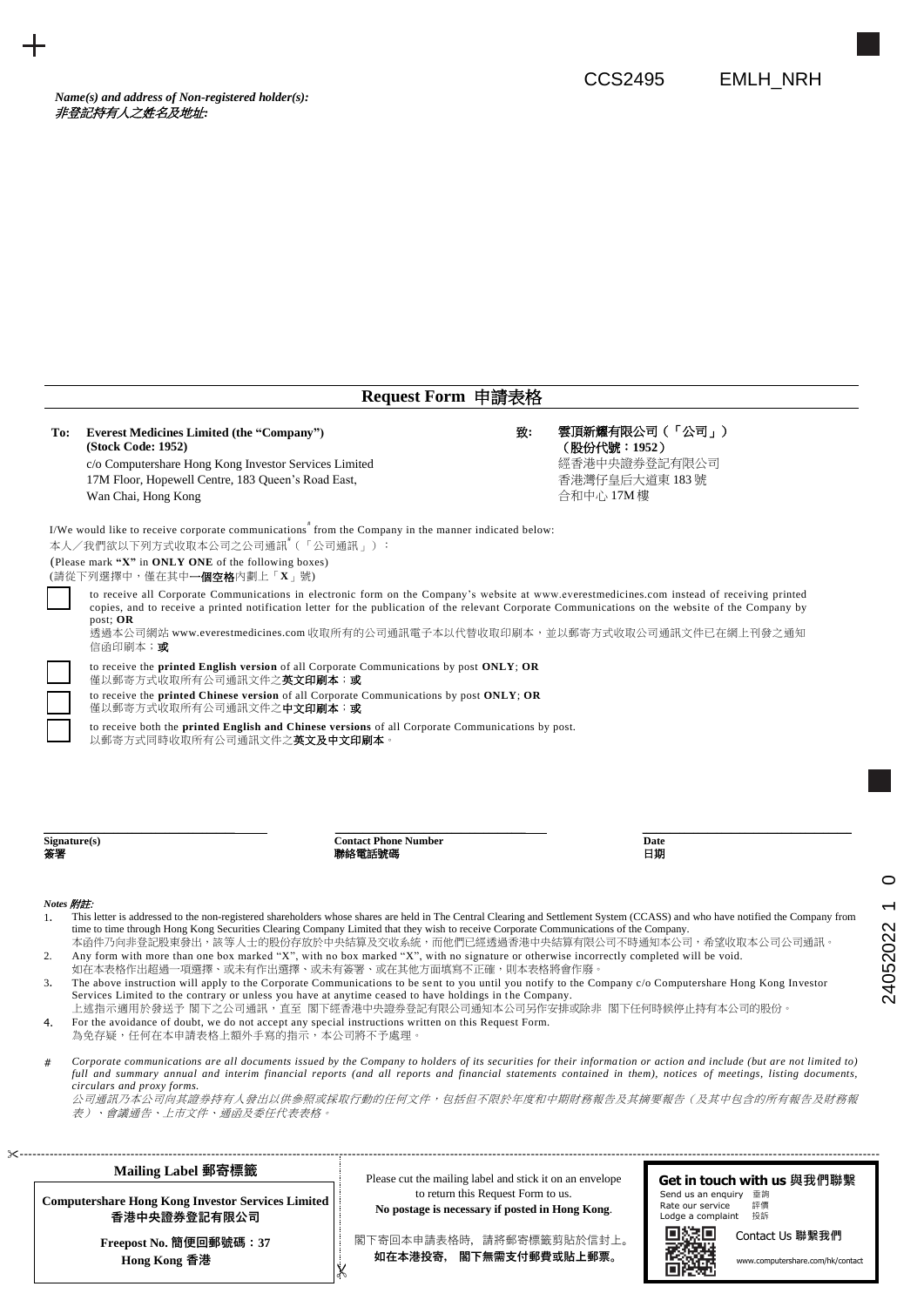CCS2495 EMLH_NRH

*Name(s) and address of Non-registered holder(s):*
*非登記持有人之姓名及地址:*

## Request Form 申請表格

**To:** **Everest Medicines Limited (the "Company")**
**(Stock Code: 1952)**
c/o Computershare Hong Kong Investor Services Limited
17M Floor, Hopewell Centre, 183 Queen's Road East,
Wan Chai, Hong Kong

**致:** **雲頂新耀有限公司（「公司」）**
**（股份代號：1952）**
經香港中央證券登記有限公司
香港灣仔皇后大道東 183 號
合和中心 17M 樓

I/We would like to receive corporate communications# from the Company in the manner indicated below:
本人／我們欲以下列方式收取本公司之公司通訊#（「公司通訊」）：
(Please mark **"X"** in **ONLY ONE** of the following boxes)
(請從下列選擇中，僅在其中**一個空格**內劃上「**X**」號)

☐ to receive all Corporate Communications in electronic form on the Company's website at www.everestmedicines.com instead of receiving printed copies, and to receive a printed notification letter for the publication of the relevant Corporate Communications on the website of the Company by post; **OR**
透過本公司網站 www.everestmedicines.com 收取所有的公司通訊電子本以代替收取印刷本，並以郵寄方式收取公司通訊文件已在網上刊發之通知信函印刷本；**或**

☐ to receive the **printed English version** of all Corporate Communications by post **ONLY**; **OR**
僅以郵寄方式收取所有公司通訊文件之**英文印刷本**；**或**

☐ to receive the **printed Chinese version** of all Corporate Communications by post **ONLY**; **OR**
僅以郵寄方式收取所有公司通訊文件之**中文印刷本**；**或**

☐ to receive both the **printed English and Chinese versions** of all Corporate Communications by post.
以郵寄方式同時收取所有公司通訊文件之**英文及中文印刷本**。

| **Signature(s)** **簽署** | **Contact Phone Number** **聯絡電話號碼** | **Date** **日期** |
|---|---|---|

*Notes 附註:*

1. This letter is addressed to the non-registered shareholders whose shares are held in The Central Clearing and Settlement System (CCASS) and who have notified the Company from time to time through Hong Kong Securities Clearing Company Limited that they wish to receive Corporate Communications of the Company.
本函件乃向非登記股東發出，該等人士的股份存放於中央結算及交收系統，而他們已經透過香港中央結算有限公司不時通知本公司，希望收取本公司公司通訊。
2. Any form with more than one box marked "X", with no box marked "X", with no signature or otherwise incorrectly completed will be void.
如在本表格作出超過一項選擇、或未有作出選擇、或未有簽署、或在其他方面填寫不正確，則本表格將會作廢。
3. The above instruction will apply to the Corporate Communications to be sent to you until you notify to the Company c/o Computershare Hong Kong Investor Services Limited to the contrary or unless you have at anytime ceased to have holdings in the Company.
上述指示適用於發送予 閣下之公司通訊，直至 閣下經香港中央證券登記有限公司通知本公司另作安排或除非 閣下任何時候停止持有本公司的股份。
4. For the avoidance of doubt, we do not accept any special instructions written on this Request Form.
為免存疑，任何在本申請表格上額外手寫的指示，本公司將不予處理。

\# *Corporate communications are all documents issued by the Company to holders of its securities for their information or action and include (but are not limited to) full and summary annual and interim financial reports (and all reports and financial statements contained in them), notices of meetings, listing documents, circulars and proxy forms.*
*公司通訊乃本公司向其證券持有人發出以供參照或採取行動的任何文件，包括但不限於年度和中期財務報告及其摘要報告（及其中包含的所有報告及財務報表）、會議通告、上市文件、通函及委任代表表格。*

24052022 1 0

**Mailing Label 郵寄標籤**

**Computershare Hong Kong Investor Services Limited**
**香港中央證券登記有限公司**

**Freepost No. 簡便回郵號碼：37**
**Hong Kong 香港**

Please cut the mailing label and stick it on an envelope to return this Request Form to us.
**No postage is necessary if posted in Hong Kong**.

閣下寄回本申請表格時，請將郵寄標籤剪貼於信封上。
**如在本港投寄， 閣下無需支付郵費或貼上郵票。**

**Get in touch with us 與我們聯繫**
Send us an enquiry 查詢
Rate our service 評價
Lodge a complaint 投訴
Contact Us 聯繫我們
www.computershare.com/hk/contact